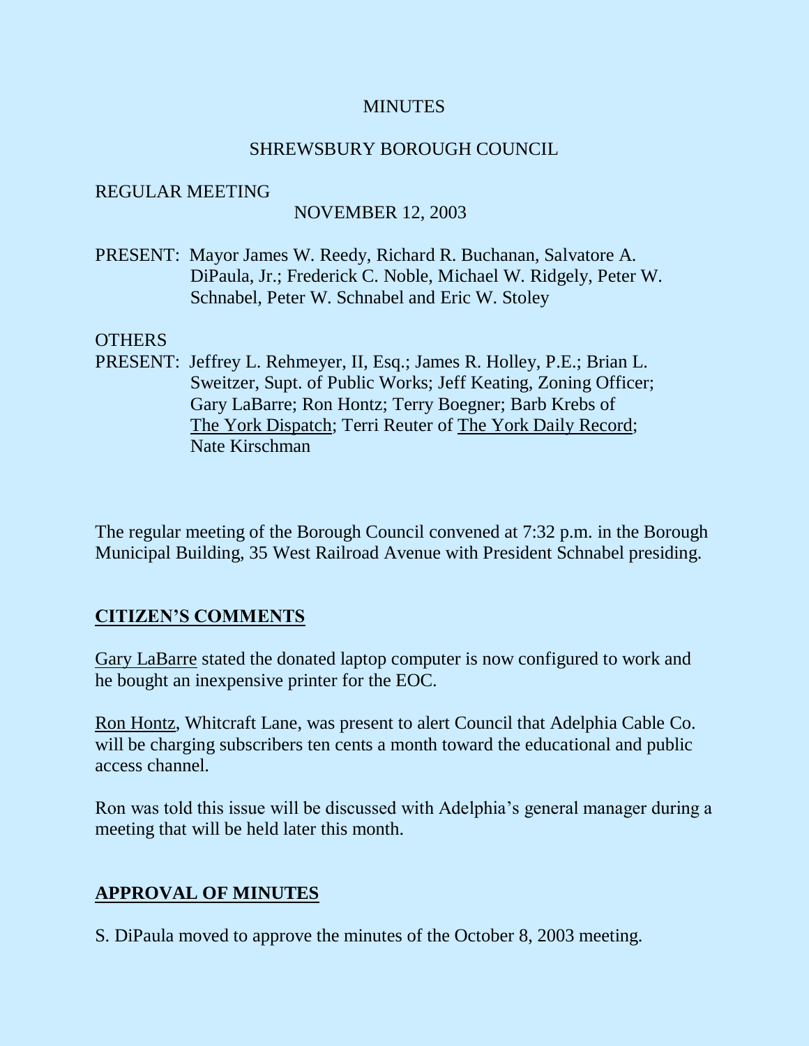MINUTES

SHREWSBURY BOROUGH COUNCIL

REGULAR MEETING
NOVEMBER 12, 2003

PRESENT: Mayor James W. Reedy, Richard R. Buchanan, Salvatore A. DiPaula, Jr.; Frederick C. Noble, Michael W. Ridgely, Peter W. Schnabel, Peter W. Schnabel and Eric W. Stoley

OTHERS
PRESENT: Jeffrey L. Rehmeyer, II, Esq.; James R. Holley, P.E.; Brian L. Sweitzer, Supt. of Public Works; Jeff Keating, Zoning Officer; Gary LaBarre; Ron Hontz; Terry Boegner; Barb Krebs of The York Dispatch; Terri Reuter of The York Daily Record; Nate Kirschman

The regular meeting of the Borough Council convened at 7:32 p.m. in the Borough Municipal Building, 35 West Railroad Avenue with President Schnabel presiding.

## CITIZEN'S COMMENTS

Gary LaBarre stated the donated laptop computer is now configured to work and he bought an inexpensive printer for the EOC.

Ron Hontz, Whitcraft Lane, was present to alert Council that Adelphia Cable Co. will be charging subscribers ten cents a month toward the educational and public access channel.

Ron was told this issue will be discussed with Adelphia's general manager during a meeting that will be held later this month.

## APPROVAL OF MINUTES

S. DiPaula moved to approve the minutes of the October 8, 2003 meeting.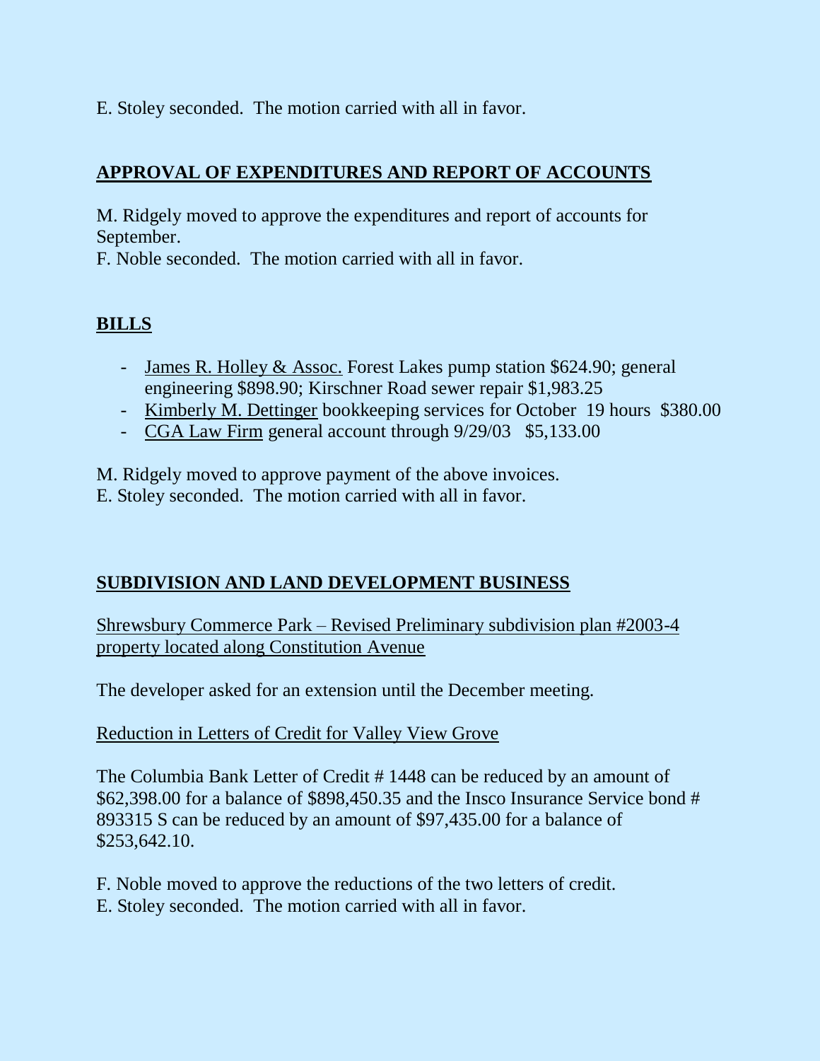E. Stoley seconded. The motion carried with all in favor.

## APPROVAL OF EXPENDITURES AND REPORT OF ACCOUNTS

M. Ridgely moved to approve the expenditures and report of accounts for September.
F. Noble seconded. The motion carried with all in favor.

## BILLS

- James R. Holley & Assoc. Forest Lakes pump station $624.90; general engineering $898.90; Kirschner Road sewer repair $1,983.25
- Kimberly M. Dettinger bookkeeping services for October 19 hours $380.00
- CGA Law Firm general account through 9/29/03 $5,133.00

M. Ridgely moved to approve payment of the above invoices.
E. Stoley seconded. The motion carried with all in favor.

## SUBDIVISION AND LAND DEVELOPMENT BUSINESS

Shrewsbury Commerce Park – Revised Preliminary subdivision plan #2003-4 property located along Constitution Avenue

The developer asked for an extension until the December meeting.

Reduction in Letters of Credit for Valley View Grove

The Columbia Bank Letter of Credit # 1448 can be reduced by an amount of $62,398.00 for a balance of $898,450.35 and the Insco Insurance Service bond # 893315 S can be reduced by an amount of $97,435.00 for a balance of $253,642.10.

F. Noble moved to approve the reductions of the two letters of credit.
E. Stoley seconded. The motion carried with all in favor.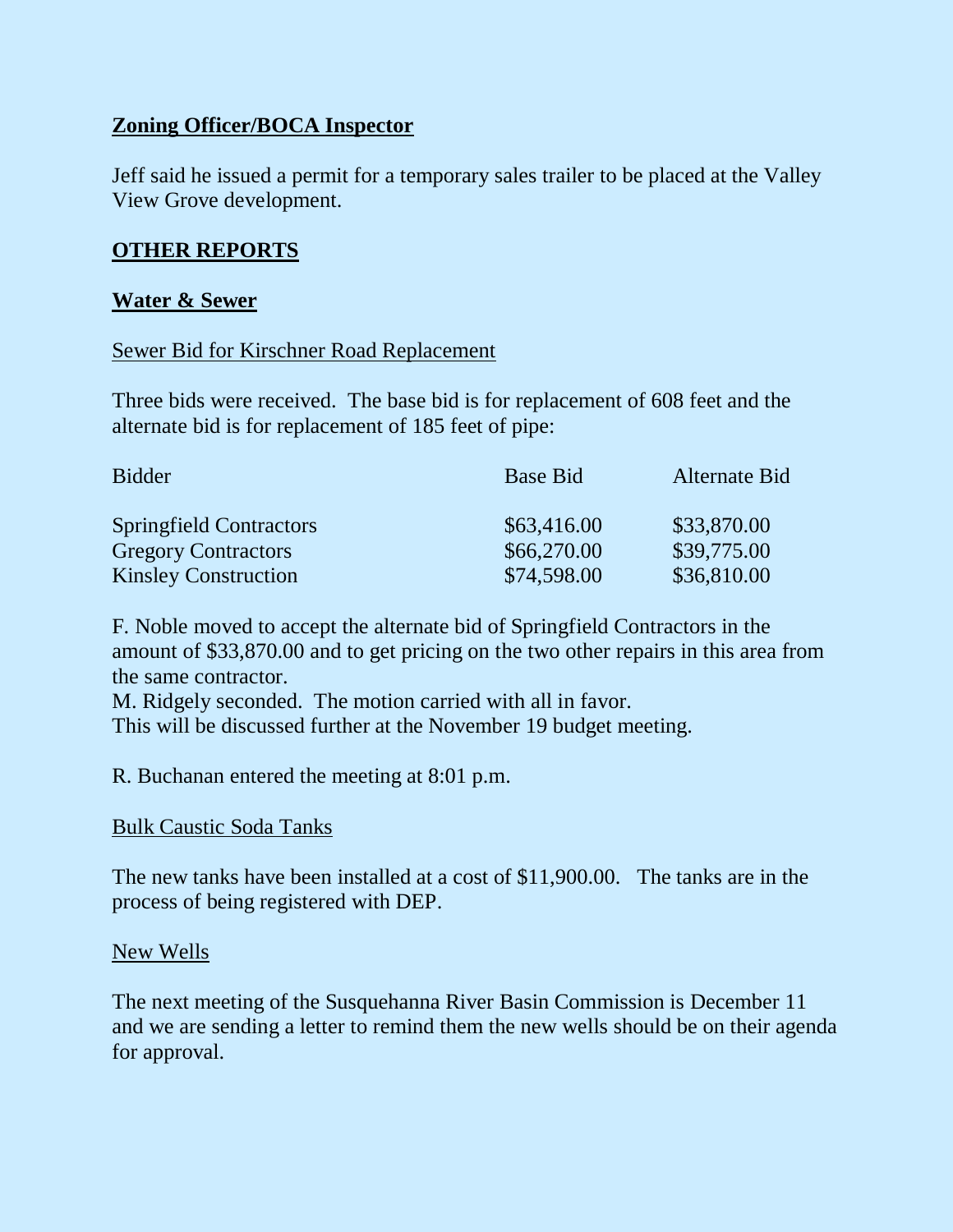**Zoning Officer/BOCA Inspector**

Jeff said he issued a permit for a temporary sales trailer to be placed at the Valley View Grove development.

**OTHER REPORTS**

**Water & Sewer**

Sewer Bid for Kirschner Road Replacement

Three bids were received. The base bid is for replacement of 608 feet and the alternate bid is for replacement of 185 feet of pipe:

| Bidder | Base Bid | Alternate Bid |
| --- | --- | --- |
| Springfield Contractors | $63,416.00 | $33,870.00 |
| Gregory Contractors | $66,270.00 | $39,775.00 |
| Kinsley Construction | $74,598.00 | $36,810.00 |

F. Noble moved to accept the alternate bid of Springfield Contractors in the amount of $33,870.00 and to get pricing on the two other repairs in this area from the same contractor.
M. Ridgely seconded. The motion carried with all in favor.
This will be discussed further at the November 19 budget meeting.

R. Buchanan entered the meeting at 8:01 p.m.

Bulk Caustic Soda Tanks

The new tanks have been installed at a cost of $11,900.00. The tanks are in the process of being registered with DEP.

New Wells

The next meeting of the Susquehanna River Basin Commission is December 11 and we are sending a letter to remind them the new wells should be on their agenda for approval.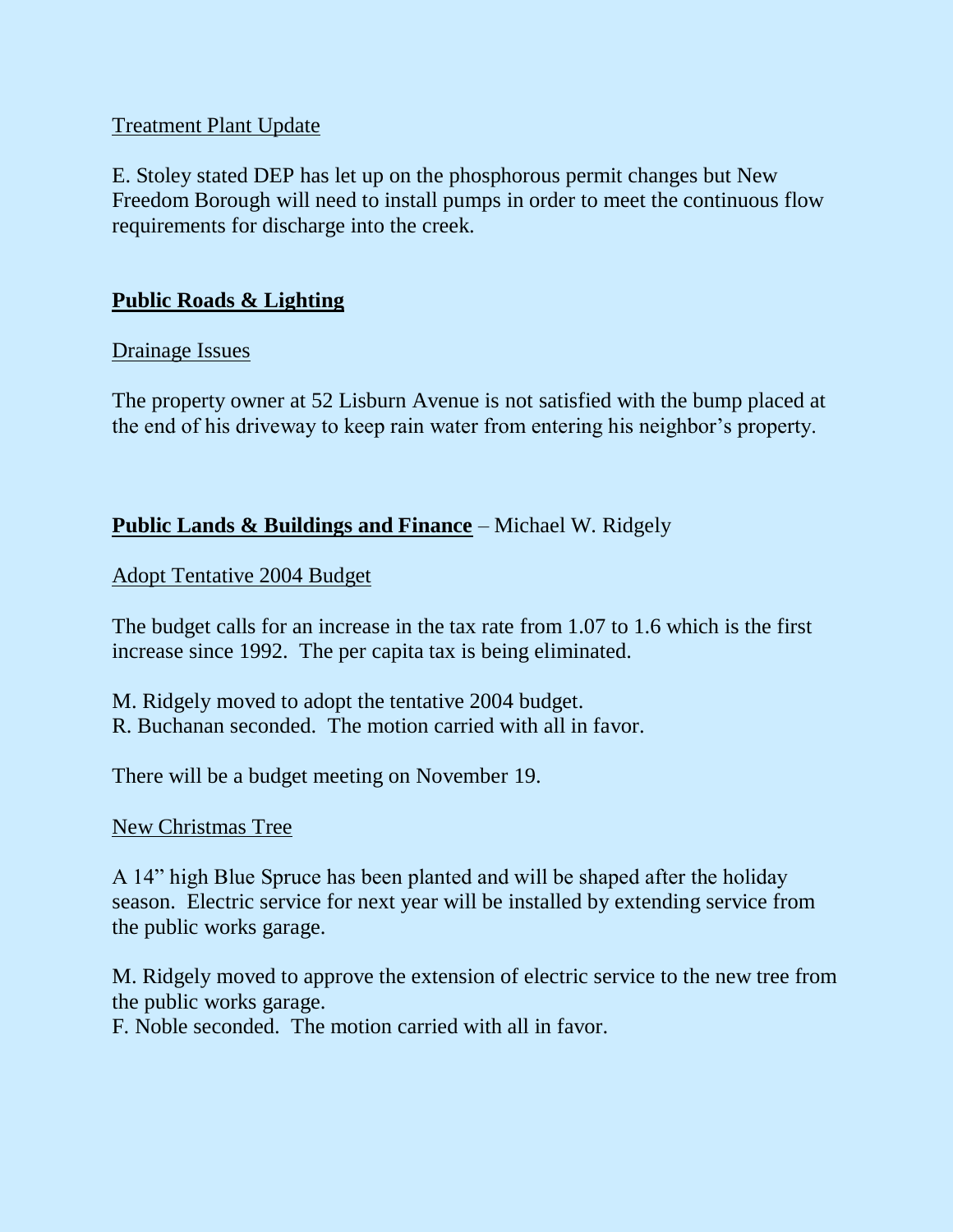Treatment Plant Update

E. Stoley stated DEP has let up on the phosphorous permit changes but New Freedom Borough will need to install pumps in order to meet the continuous flow requirements for discharge into the creek.

## Public Roads & Lighting

Drainage Issues

The property owner at 52 Lisburn Avenue is not satisfied with the bump placed at the end of his driveway to keep rain water from entering his neighbor's property.

## Public Lands & Buildings and Finance – Michael W. Ridgely

Adopt Tentative 2004 Budget

The budget calls for an increase in the tax rate from 1.07 to 1.6 which is the first increase since 1992. The per capita tax is being eliminated.

M. Ridgely moved to adopt the tentative 2004 budget.
R. Buchanan seconded. The motion carried with all in favor.

There will be a budget meeting on November 19.

New Christmas Tree

A 14" high Blue Spruce has been planted and will be shaped after the holiday season. Electric service for next year will be installed by extending service from the public works garage.

M. Ridgely moved to approve the extension of electric service to the new tree from the public works garage.
F. Noble seconded. The motion carried with all in favor.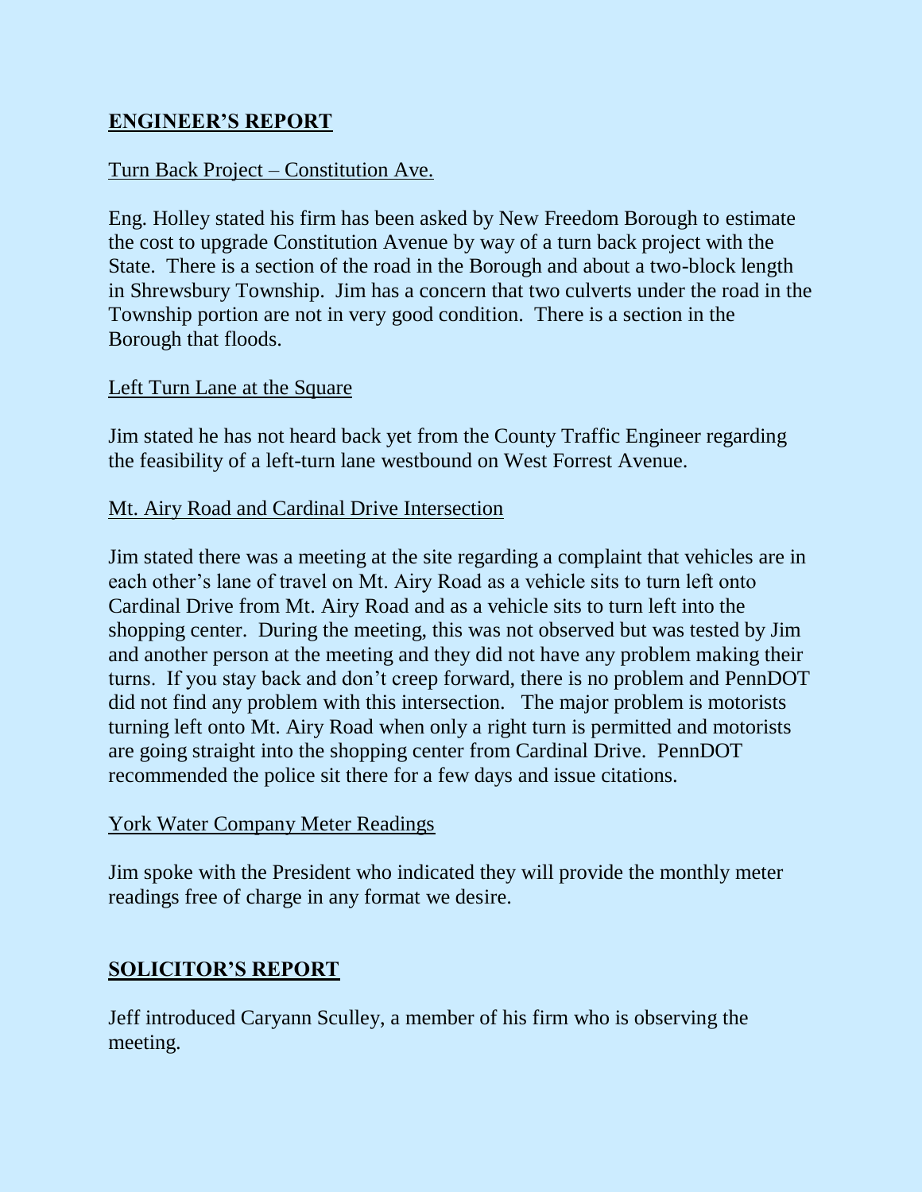## ENGINEER'S REPORT

Turn Back Project – Constitution Ave.

Eng. Holley stated his firm has been asked by New Freedom Borough to estimate the cost to upgrade Constitution Avenue by way of a turn back project with the State. There is a section of the road in the Borough and about a two-block length in Shrewsbury Township. Jim has a concern that two culverts under the road in the Township portion are not in very good condition. There is a section in the Borough that floods.

Left Turn Lane at the Square

Jim stated he has not heard back yet from the County Traffic Engineer regarding the feasibility of a left-turn lane westbound on West Forrest Avenue.

Mt. Airy Road and Cardinal Drive Intersection

Jim stated there was a meeting at the site regarding a complaint that vehicles are in each other's lane of travel on Mt. Airy Road as a vehicle sits to turn left onto Cardinal Drive from Mt. Airy Road and as a vehicle sits to turn left into the shopping center. During the meeting, this was not observed but was tested by Jim and another person at the meeting and they did not have any problem making their turns. If you stay back and don't creep forward, there is no problem and PennDOT did not find any problem with this intersection. The major problem is motorists turning left onto Mt. Airy Road when only a right turn is permitted and motorists are going straight into the shopping center from Cardinal Drive. PennDOT recommended the police sit there for a few days and issue citations.

York Water Company Meter Readings

Jim spoke with the President who indicated they will provide the monthly meter readings free of charge in any format we desire.

## SOLICITOR'S REPORT

Jeff introduced Caryann Sculley, a member of his firm who is observing the meeting.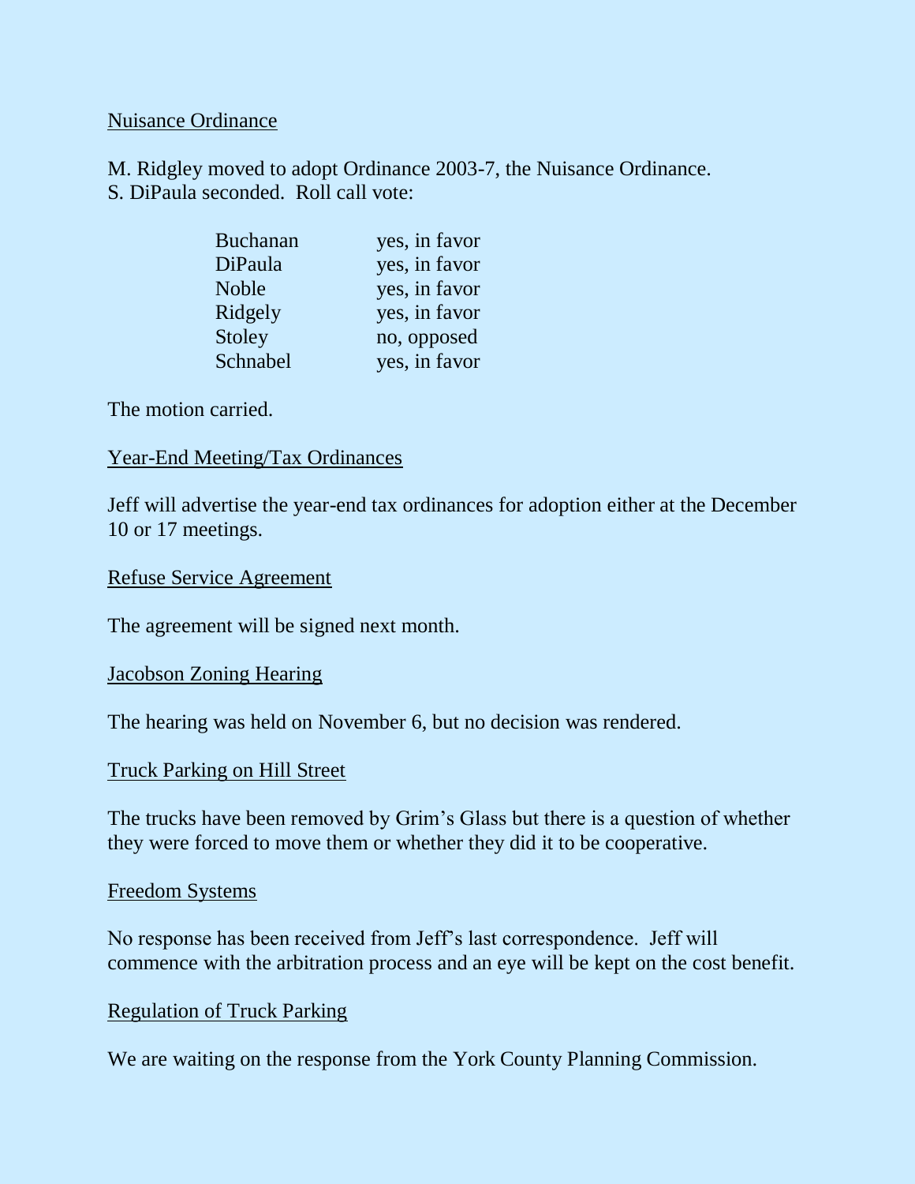Nuisance Ordinance

M. Ridgley moved to adopt Ordinance 2003-7, the Nuisance Ordinance.
S. DiPaula seconded. Roll call vote:

| | |
|---|---|
| Buchanan | yes, in favor |
| DiPaula | yes, in favor |
| Noble | yes, in favor |
| Ridgely | yes, in favor |
| Stoley | no, opposed |
| Schnabel | yes, in favor |

The motion carried.

Year-End Meeting/Tax Ordinances

Jeff will advertise the year-end tax ordinances for adoption either at the December 10 or 17 meetings.

Refuse Service Agreement

The agreement will be signed next month.

Jacobson Zoning Hearing

The hearing was held on November 6, but no decision was rendered.

Truck Parking on Hill Street

The trucks have been removed by Grim's Glass but there is a question of whether they were forced to move them or whether they did it to be cooperative.

Freedom Systems

No response has been received from Jeff's last correspondence. Jeff will commence with the arbitration process and an eye will be kept on the cost benefit.

Regulation of Truck Parking

We are waiting on the response from the York County Planning Commission.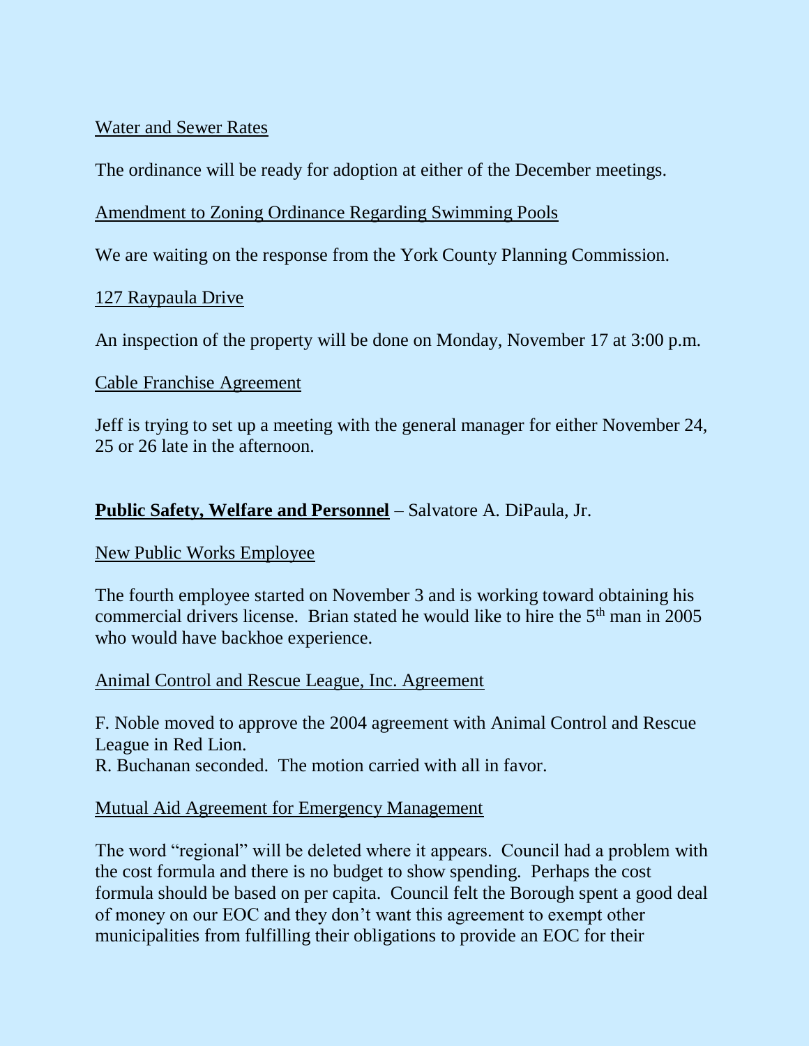Water and Sewer Rates

The ordinance will be ready for adoption at either of the December meetings.

Amendment to Zoning Ordinance Regarding Swimming Pools

We are waiting on the response from the York County Planning Commission.

127 Raypaula Drive

An inspection of the property will be done on Monday, November 17 at 3:00 p.m.

Cable Franchise Agreement

Jeff is trying to set up a meeting with the general manager for either November 24, 25 or 26 late in the afternoon.

**Public Safety, Welfare and Personnel** – Salvatore A. DiPaula, Jr.

New Public Works Employee

The fourth employee started on November 3 and is working toward obtaining his commercial drivers license. Brian stated he would like to hire the 5th man in 2005 who would have backhoe experience.

Animal Control and Rescue League, Inc. Agreement

F. Noble moved to approve the 2004 agreement with Animal Control and Rescue League in Red Lion.
R. Buchanan seconded. The motion carried with all in favor.

Mutual Aid Agreement for Emergency Management

The word "regional" will be deleted where it appears. Council had a problem with the cost formula and there is no budget to show spending. Perhaps the cost formula should be based on per capita. Council felt the Borough spent a good deal of money on our EOC and they don't want this agreement to exempt other municipalities from fulfilling their obligations to provide an EOC for their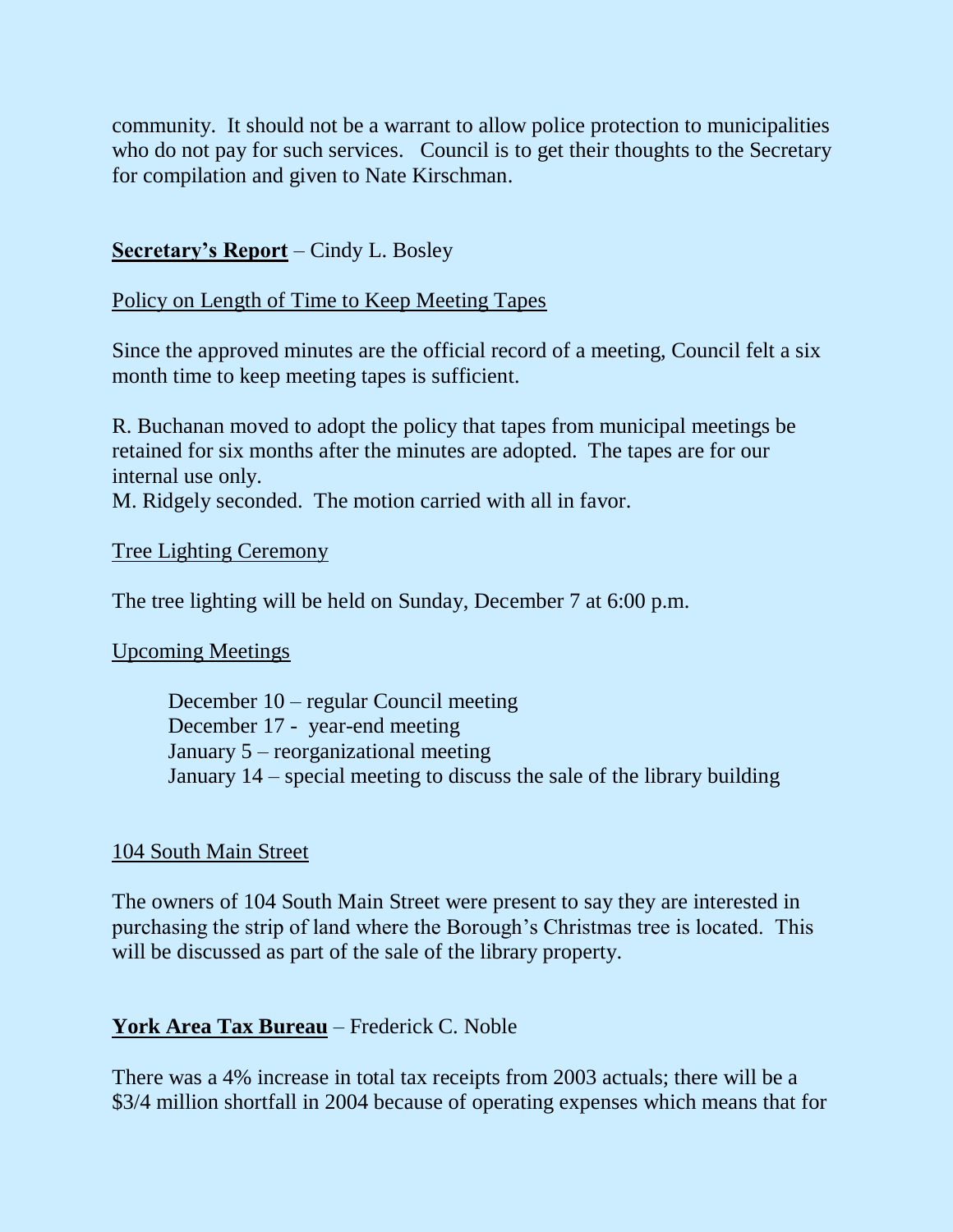community. It should not be a warrant to allow police protection to municipalities who do not pay for such services. Council is to get their thoughts to the Secretary for compilation and given to Nate Kirschman.

**Secretary's Report** – Cindy L. Bosley

Policy on Length of Time to Keep Meeting Tapes

Since the approved minutes are the official record of a meeting, Council felt a six month time to keep meeting tapes is sufficient.

R. Buchanan moved to adopt the policy that tapes from municipal meetings be retained for six months after the minutes are adopted. The tapes are for our internal use only.
M. Ridgely seconded. The motion carried with all in favor.

Tree Lighting Ceremony

The tree lighting will be held on Sunday, December 7 at 6:00 p.m.

Upcoming Meetings

December 10 – regular Council meeting
December 17 - year-end meeting
January 5 – reorganizational meeting
January 14 – special meeting to discuss the sale of the library building

104 South Main Street

The owners of 104 South Main Street were present to say they are interested in purchasing the strip of land where the Borough's Christmas tree is located. This will be discussed as part of the sale of the library property.

**York Area Tax Bureau** – Frederick C. Noble

There was a 4% increase in total tax receipts from 2003 actuals; there will be a $3/4 million shortfall in 2004 because of operating expenses which means that for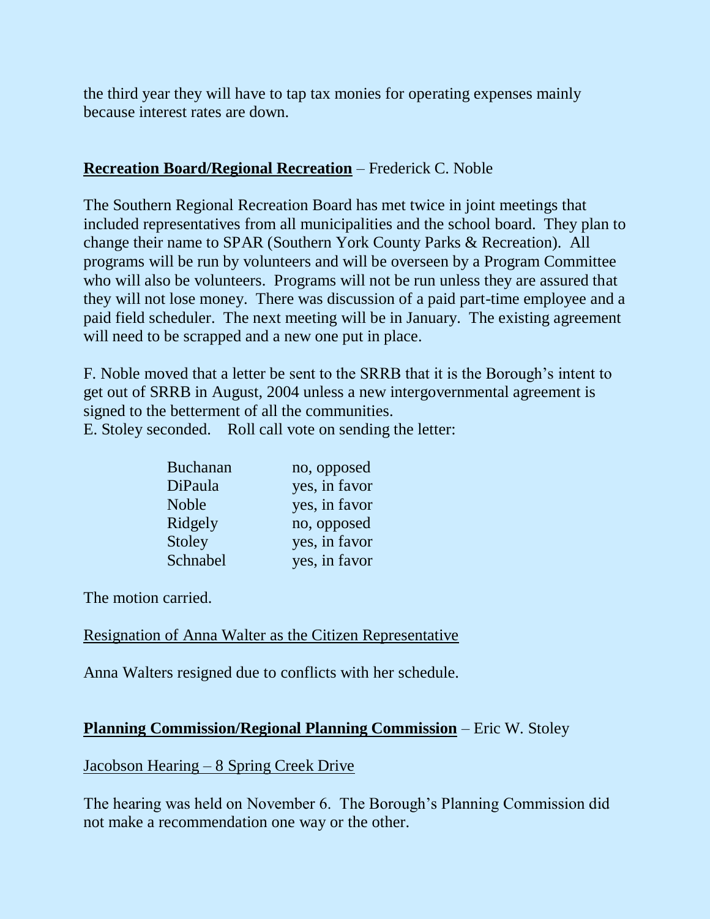the third year they will have to tap tax monies for operating expenses mainly because interest rates are down.

**<u>Recreation Board/Regional Recreation</u>** – Frederick C. Noble

The Southern Regional Recreation Board has met twice in joint meetings that included representatives from all municipalities and the school board. They plan to change their name to SPAR (Southern York County Parks & Recreation). All programs will be run by volunteers and will be overseen by a Program Committee who will also be volunteers. Programs will not be run unless they are assured that they will not lose money. There was discussion of a paid part-time employee and a paid field scheduler. The next meeting will be in January. The existing agreement will need to be scrapped and a new one put in place.

F. Noble moved that a letter be sent to the SRRB that it is the Borough's intent to get out of SRRB in August, 2004 unless a new intergovernmental agreement is signed to the betterment of all the communities.
E. Stoley seconded. Roll call vote on sending the letter:

| | |
|---|---|
| Buchanan | no, opposed |
| DiPaula | yes, in favor |
| Noble | yes, in favor |
| Ridgely | no, opposed |
| Stoley | yes, in favor |
| Schnabel | yes, in favor |

The motion carried.

<u>Resignation of Anna Walter as the Citizen Representative</u>

Anna Walters resigned due to conflicts with her schedule.

**<u>Planning Commission/Regional Planning Commission</u>** – Eric W. Stoley

<u>Jacobson Hearing – 8 Spring Creek Drive</u>

The hearing was held on November 6. The Borough's Planning Commission did not make a recommendation one way or the other.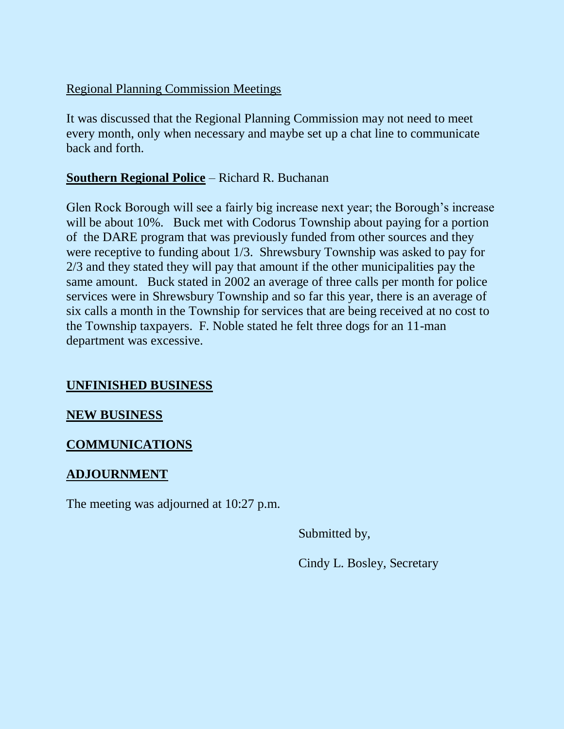Regional Planning Commission Meetings

It was discussed that the Regional Planning Commission may not need to meet every month, only when necessary and maybe set up a chat line to communicate back and forth.

**Southern Regional Police** – Richard R. Buchanan

Glen Rock Borough will see a fairly big increase next year; the Borough's increase will be about 10%. Buck met with Codorus Township about paying for a portion of the DARE program that was previously funded from other sources and they were receptive to funding about 1/3. Shrewsbury Township was asked to pay for 2/3 and they stated they will pay that amount if the other municipalities pay the same amount. Buck stated in 2002 an average of three calls per month for police services were in Shrewsbury Township and so far this year, there is an average of six calls a month in the Township for services that are being received at no cost to the Township taxpayers. F. Noble stated he felt three dogs for an 11-man department was excessive.

## UNFINISHED BUSINESS

## NEW BUSINESS

## COMMUNICATIONS

## ADJOURNMENT

The meeting was adjourned at 10:27 p.m.

Submitted by,

Cindy L. Bosley, Secretary